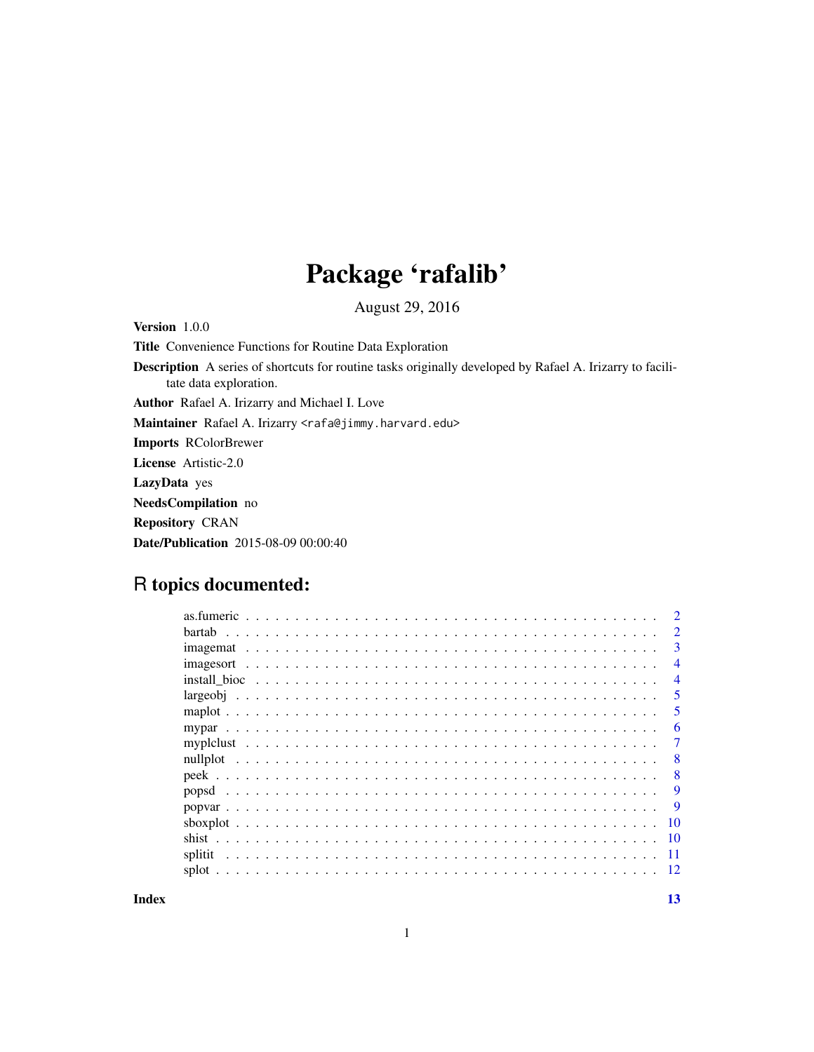# Package 'rafalib'

August 29, 2016

**Version** 1.0.0

**Title** Convenience Functions for Routine Data Exploration

**Description** A series of shortcuts for routine tasks originally developed by Rafael A. Irizarry to facilitate data exploration.

**Author** Rafael A. Irizarry and Michael I. Love

**Maintainer** Rafael A. Irizarry <rafa@jimmy.harvard.edu>

**Imports** RColorBrewer

**License** Artistic-2.0

**LazyData** yes

**NeedsCompilation** no

**Repository** CRAN

**Date/Publication** 2015-08-09 00:00:40

## R topics documented:

| | |
|---|---|
| as.fumeric | 2 |
| bartab | 2 |
| imagemat | 3 |
| imagesort | 4 |
| install_bioc | 4 |
| largeobj | 5 |
| maplot | 5 |
| mypar | 6 |
| myplclust | 7 |
| nullplot | 8 |
| peek | 8 |
| popsd | 9 |
| popvar | 9 |
| sboxplot | 10 |
| shist | 10 |
| splitit | 11 |
| splot | 12 |
| **Index** | **13** |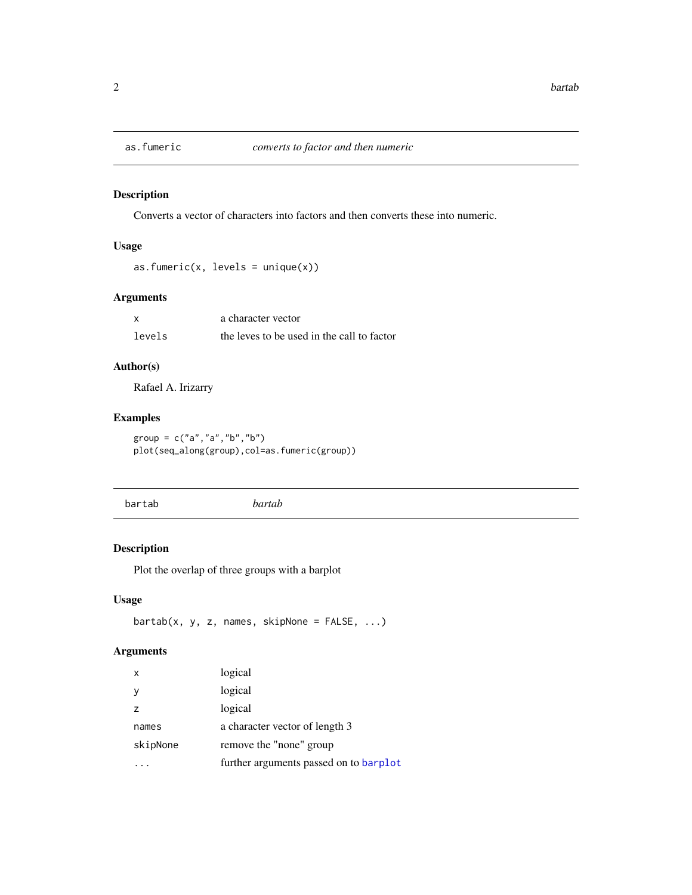## as.fumeric — *converts to factor and then numeric*

### Description

Converts a vector of characters into factors and then converts these into numeric.

### Usage

```
as.fumeric(x, levels = unique(x))
```

### Arguments

| | |
|---|---|
| x | a character vector |
| levels | the leves to be used in the call to factor |

### Author(s)

Rafael A. Irizarry

### Examples

```
group = c("a","a","b","b")
plot(seq_along(group),col=as.fumeric(group))
```

## bartab — *bartab*

### Description

Plot the overlap of three groups with a barplot

### Usage

```
bartab(x, y, z, names, skipNone = FALSE, ...)
```

### Arguments

| | |
|---|---|
| x | logical |
| y | logical |
| z | logical |
| names | a character vector of length 3 |
| skipNone | remove the "none" group |
| ... | further arguments passed on to barplot |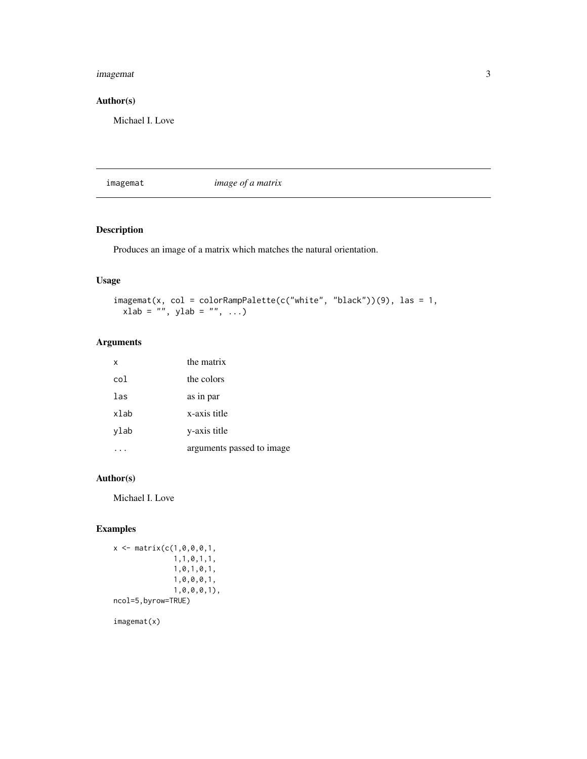## Author(s)

Michael I. Love

---

# imagemat *image of a matrix*

---

## Description

Produces an image of a matrix which matches the natural orientation.

## Usage

```
imagemat(x, col = colorRampPalette(c("white", "black"))(9), las = 1,
  xlab = "", ylab = "", ...)
```

## Arguments

| | |
|---|---|
| `x` | the matrix |
| `col` | the colors |
| `las` | as in par |
| `xlab` | x-axis title |
| `ylab` | y-axis title |
| `...` | arguments passed to image |

## Author(s)

Michael I. Love

## Examples

```
x <- matrix(c(1,0,0,0,1,
              1,1,0,1,1,
              1,0,1,0,1,
              1,0,0,0,1,
              1,0,0,0,1),
ncol=5,byrow=TRUE)

imagemat(x)
```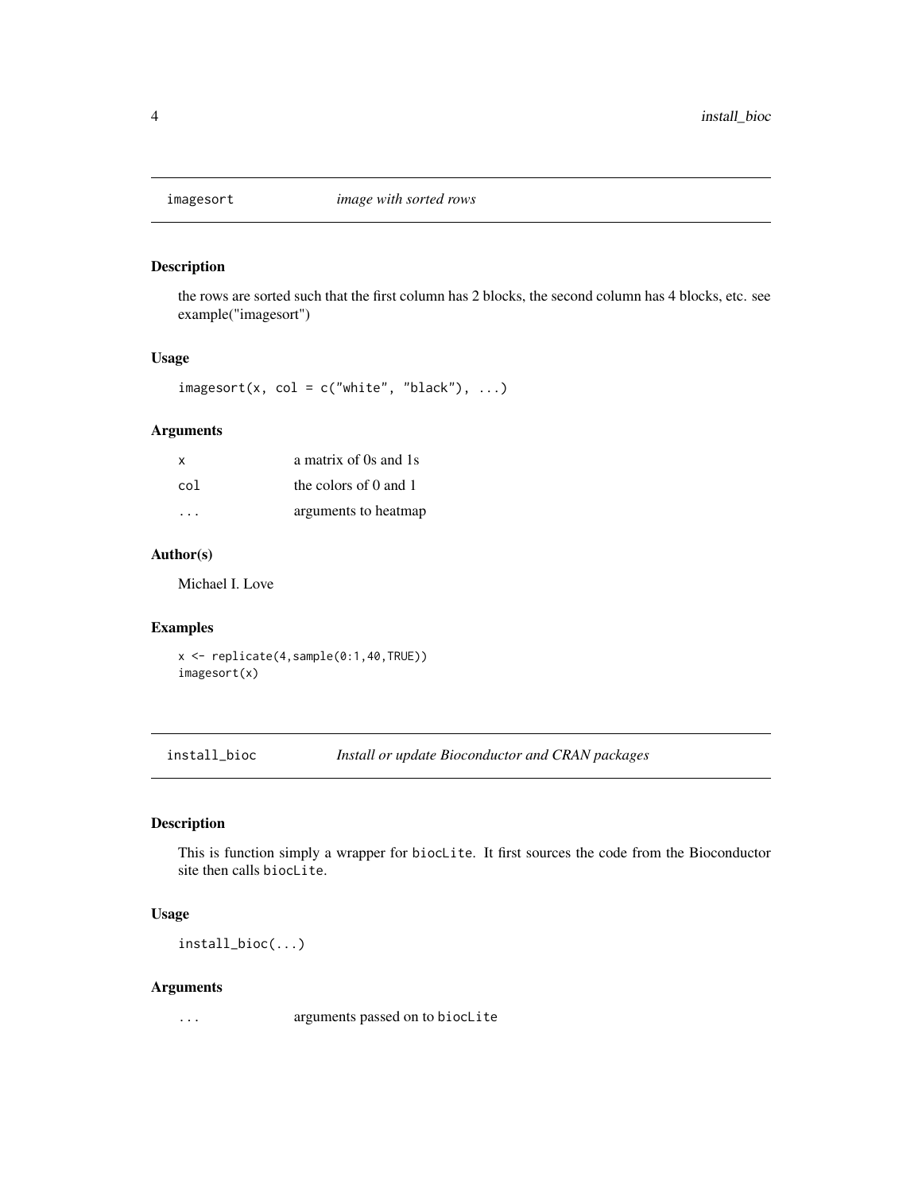## imagesort *image with sorted rows*

### Description

the rows are sorted such that the first column has 2 blocks, the second column has 4 blocks, etc. see example("imagesort")

### Usage

```
imagesort(x, col = c("white", "black"), ...)
```

### Arguments

| | |
|---|---|
| x | a matrix of 0s and 1s |
| col | the colors of 0 and 1 |
| ... | arguments to heatmap |

### Author(s)

Michael I. Love

### Examples

```
x <- replicate(4,sample(0:1,40,TRUE))
imagesort(x)
```

## install_bioc *Install or update Bioconductor and CRAN packages*

### Description

This is function simply a wrapper for `biocLite`. It first sources the code from the Bioconductor site then calls `biocLite`.

### Usage

```
install_bioc(...)
```

### Arguments

| | |
|---|---|
| ... | arguments passed on to `biocLite` |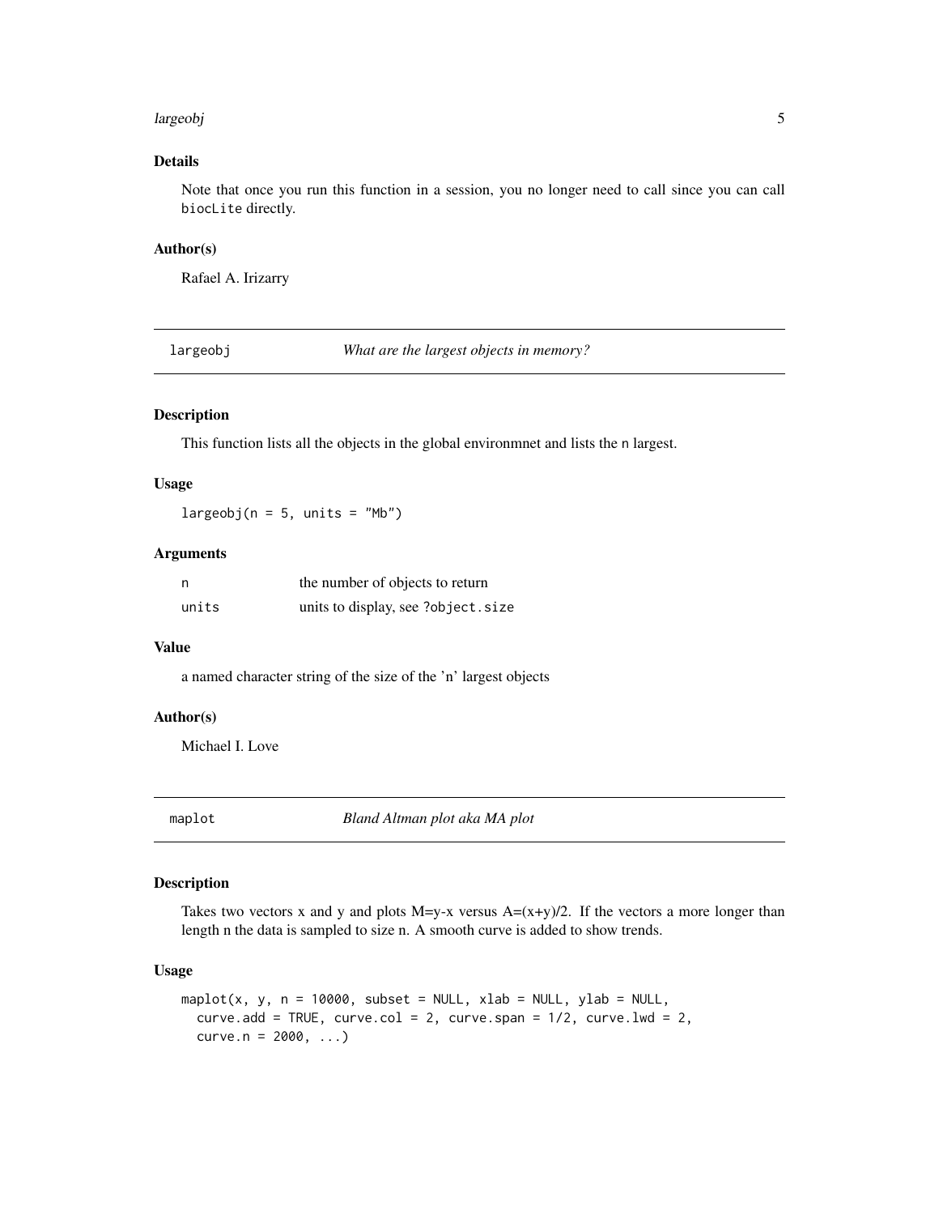### Details

Note that once you run this function in a session, you no longer need to call since you can call `biocLite` directly.

### Author(s)

Rafael A. Irizarry

---

## largeobj — *What are the largest objects in memory?*

### Description

This function lists all the objects in the global environmnet and lists the `n` largest.

### Usage

```
largeobj(n = 5, units = "Mb")
```

### Arguments

| | |
|---|---|
| `n` | the number of objects to return |
| `units` | units to display, see `?object.size` |

### Value

a named character string of the size of the 'n' largest objects

### Author(s)

Michael I. Love

---

## maplot — *Bland Altman plot aka MA plot*

### Description

Takes two vectors x and y and plots M=y-x versus A=(x+y)/2. If the vectors a more longer than length n the data is sampled to size n. A smooth curve is added to show trends.

### Usage

```
maplot(x, y, n = 10000, subset = NULL, xlab = NULL, ylab = NULL,
  curve.add = TRUE, curve.col = 2, curve.span = 1/2, curve.lwd = 2,
  curve.n = 2000, ...)
```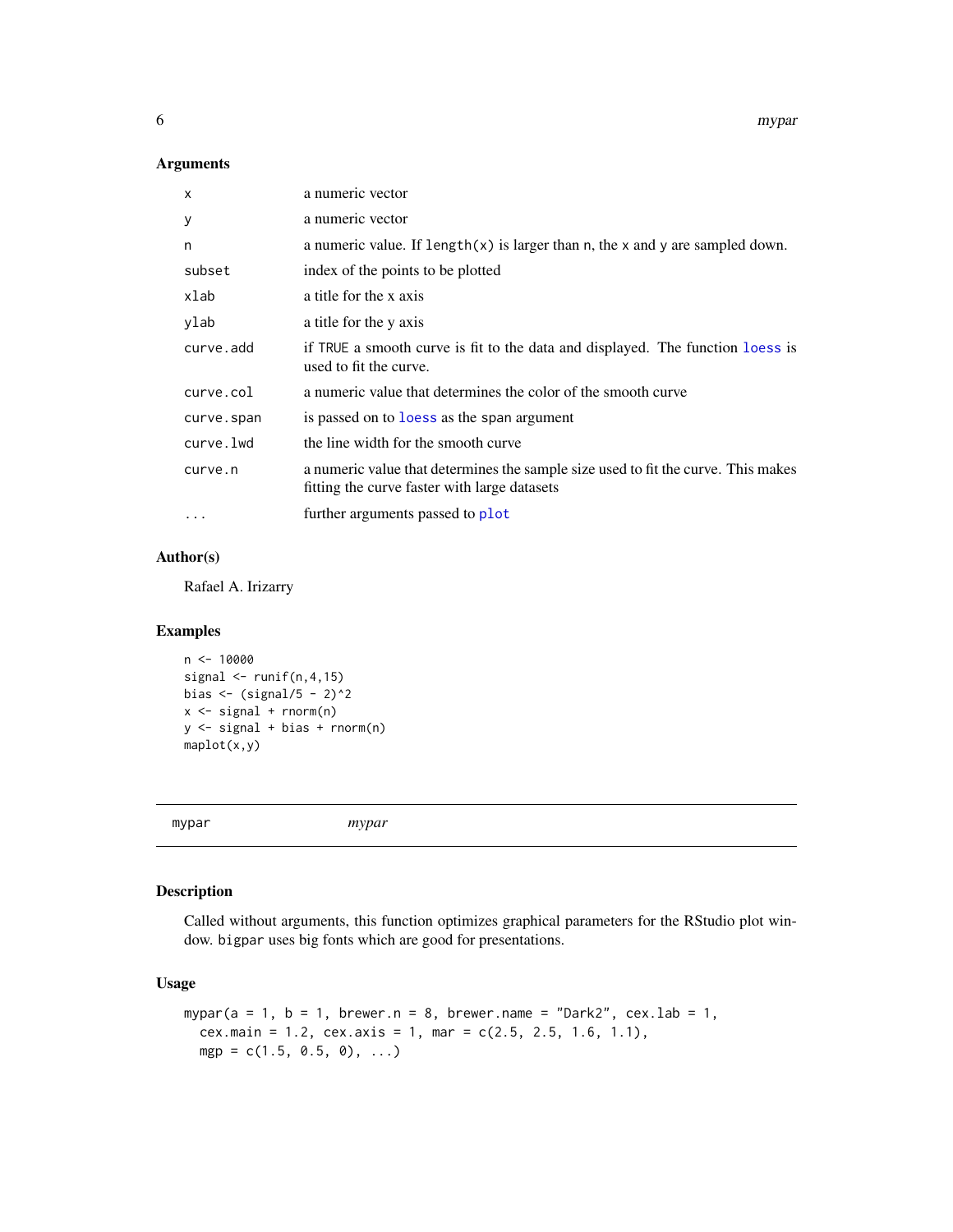## Arguments

| | |
|---|---|
| `x` | a numeric vector |
| `y` | a numeric vector |
| `n` | a numeric value. If `length(x)` is larger than `n`, the `x` and `y` are sampled down. |
| `subset` | index of the points to be plotted |
| `xlab` | a title for the x axis |
| `ylab` | a title for the y axis |
| `curve.add` | if `TRUE` a smooth curve is fit to the data and displayed. The function `loess` is used to fit the curve. |
| `curve.col` | a numeric value that determines the color of the smooth curve |
| `curve.span` | is passed on to `loess` as the `span` argument |
| `curve.lwd` | the line width for the smooth curve |
| `curve.n` | a numeric value that determines the sample size used to fit the curve. This makes fitting the curve faster with large datasets |
| `...` | further arguments passed to `plot` |

## Author(s)

Rafael A. Irizarry

## Examples

```
n <- 10000
signal <- runif(n,4,15)
bias <- (signal/5 - 2)^2
x <- signal + rnorm(n)
y <- signal + bias + rnorm(n)
maplot(x,y)
```

---

# mypar *mypar*

---

## Description

Called without arguments, this function optimizes graphical parameters for the RStudio plot window. `bigpar` uses big fonts which are good for presentations.

## Usage

```
mypar(a = 1, b = 1, brewer.n = 8, brewer.name = "Dark2", cex.lab = 1,
  cex.main = 1.2, cex.axis = 1, mar = c(2.5, 2.5, 1.6, 1.1),
  mgp = c(1.5, 0.5, 0), ...)
```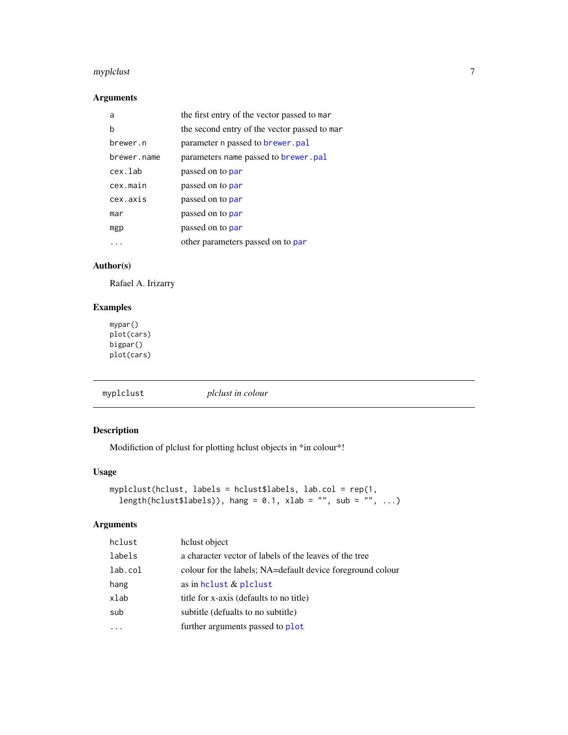### Arguments

| | |
|---|---|
| a | the first entry of the vector passed to mar |
| b | the second entry of the vector passed to mar |
| brewer.n | parameter n passed to brewer.pal |
| brewer.name | parameters name passed to brewer.pal |
| cex.lab | passed on to par |
| cex.main | passed on to par |
| cex.axis | passed on to par |
| mar | passed on to par |
| mgp | passed on to par |
| ... | other parameters passed on to par |

### Author(s)

Rafael A. Irizarry

### Examples

```
mypar()
plot(cars)
bigpar()
plot(cars)
```

---

## myplclust — *plclust in colour*

### Description

Modifiction of plclust for plotting hclust objects in *in colour*!

### Usage

```
myplclust(hclust, labels = hclust$labels, lab.col = rep(1,
  length(hclust$labels)), hang = 0.1, xlab = "", sub = "", ...)
```

### Arguments

| | |
|---|---|
| hclust | hclust object |
| labels | a character vector of labels of the leaves of the tree |
| lab.col | colour for the labels; NA=default device foreground colour |
| hang | as in hclust & plclust |
| xlab | title for x-axis (defaults to no title) |
| sub | subtitle (defualts to no subtitle) |
| ... | further arguments passed to plot |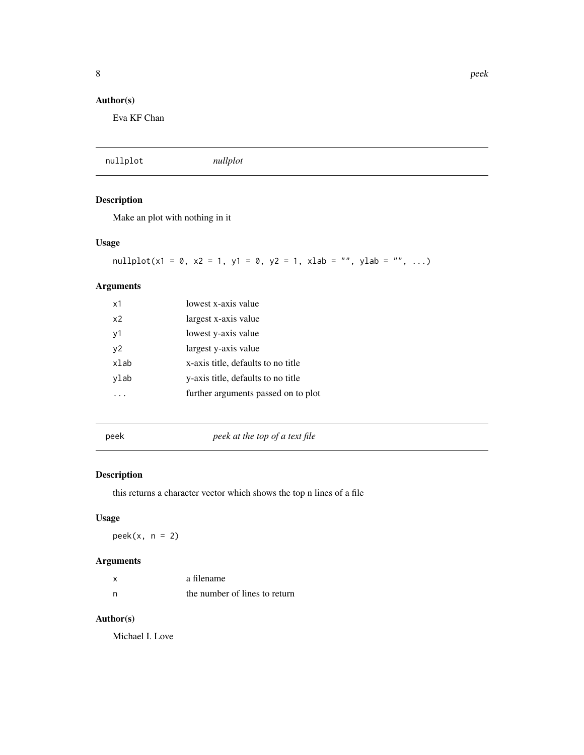### Author(s)

Eva KF Chan

## nullplot *nullplot*

### Description

Make an plot with nothing in it

### Usage

```
nullplot(x1 = 0, x2 = 1, y1 = 0, y2 = 1, xlab = "", ylab = "", ...)
```

### Arguments

| | |
|---|---|
| x1 | lowest x-axis value |
| x2 | largest x-axis value |
| y1 | lowest y-axis value |
| y2 | largest y-axis value |
| xlab | x-axis title, defaults to no title |
| ylab | y-axis title, defaults to no title |
| ... | further arguments passed on to plot |

## peek *peek at the top of a text file*

### Description

this returns a character vector which shows the top n lines of a file

### Usage

```
peek(x, n = 2)
```

### Arguments

| | |
|---|---|
| x | a filename |
| n | the number of lines to return |

### Author(s)

Michael I. Love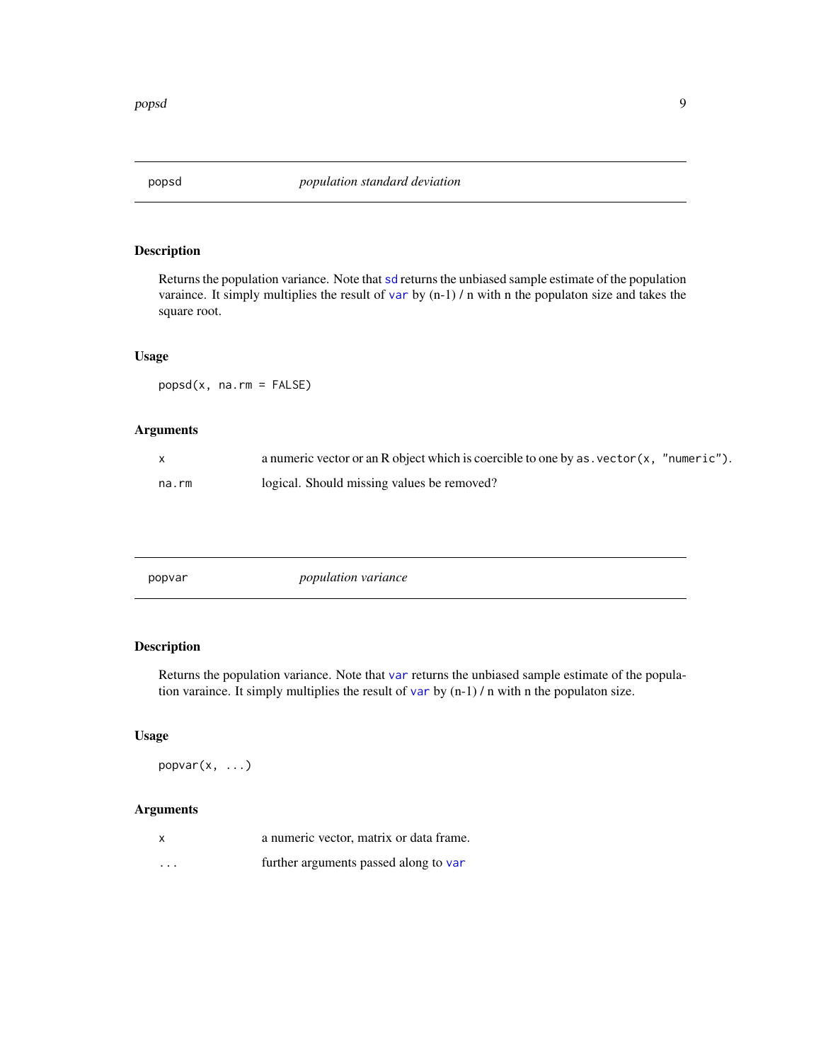## popsd — *population standard deviation*

### Description

Returns the population variance. Note that `sd` returns the unbiased sample estimate of the population varaince. It simply multiplies the result of `var` by (n-1) / n with n the populaton size and takes the square root.

### Usage

```
popsd(x, na.rm = FALSE)
```

### Arguments

| | |
|---|---|
| `x` | a numeric vector or an R object which is coercible to one by `as.vector(x, "numeric")`. |
| `na.rm` | logical. Should missing values be removed? |

## popvar — *population variance*

### Description

Returns the population variance. Note that `var` returns the unbiased sample estimate of the population varaince. It simply multiplies the result of `var` by (n-1) / n with n the populaton size.

### Usage

```
popvar(x, ...)
```

### Arguments

| | |
|---|---|
| `x` | a numeric vector, matrix or data frame. |
| `...` | further arguments passed along to `var` |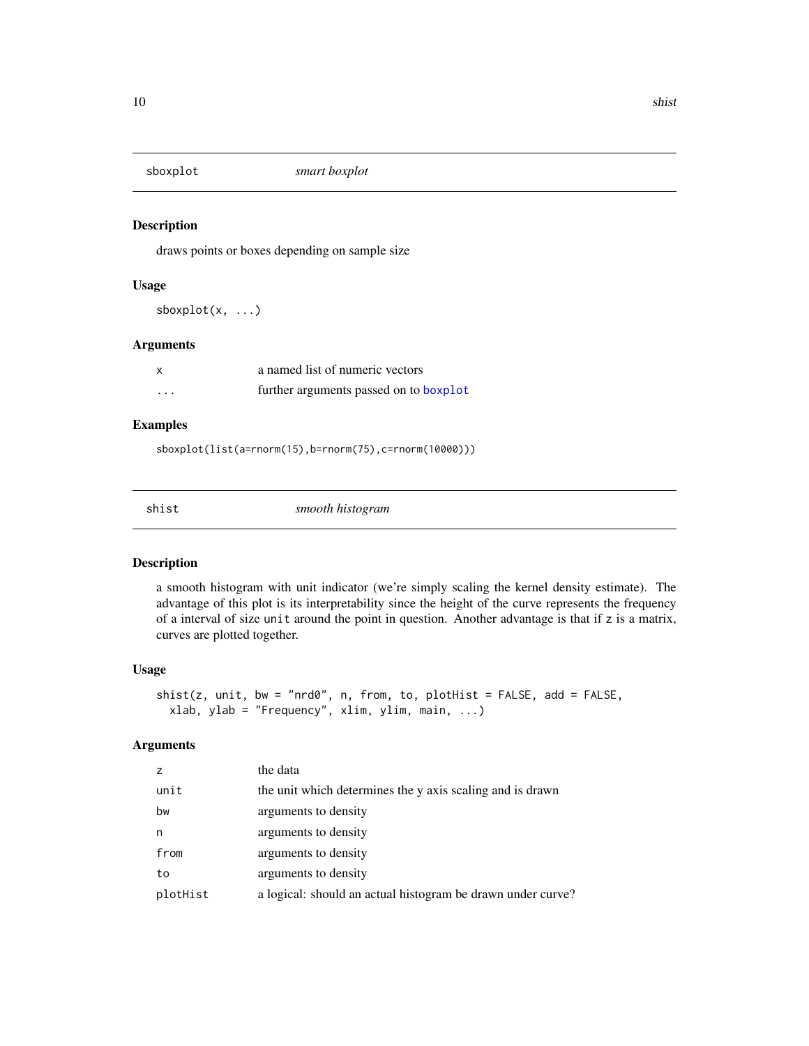## sboxplot — *smart boxplot*

### Description

draws points or boxes depending on sample size

### Usage

```
sboxplot(x, ...)
```

### Arguments

| | |
|---|---|
| x | a named list of numeric vectors |
| ... | further arguments passed on to boxplot |

### Examples

```
sboxplot(list(a=rnorm(15),b=rnorm(75),c=rnorm(10000)))
```

## shist — *smooth histogram*

### Description

a smooth histogram with unit indicator (we're simply scaling the kernel density estimate). The advantage of this plot is its interpretability since the height of the curve represents the frequency of a interval of size unit around the point in question. Another advantage is that if z is a matrix, curves are plotted together.

### Usage

```
shist(z, unit, bw = "nrd0", n, from, to, plotHist = FALSE, add = FALSE,
  xlab, ylab = "Frequency", xlim, ylim, main, ...)
```

### Arguments

| | |
|---|---|
| z | the data |
| unit | the unit which determines the y axis scaling and is drawn |
| bw | arguments to density |
| n | arguments to density |
| from | arguments to density |
| to | arguments to density |
| plotHist | a logical: should an actual histogram be drawn under curve? |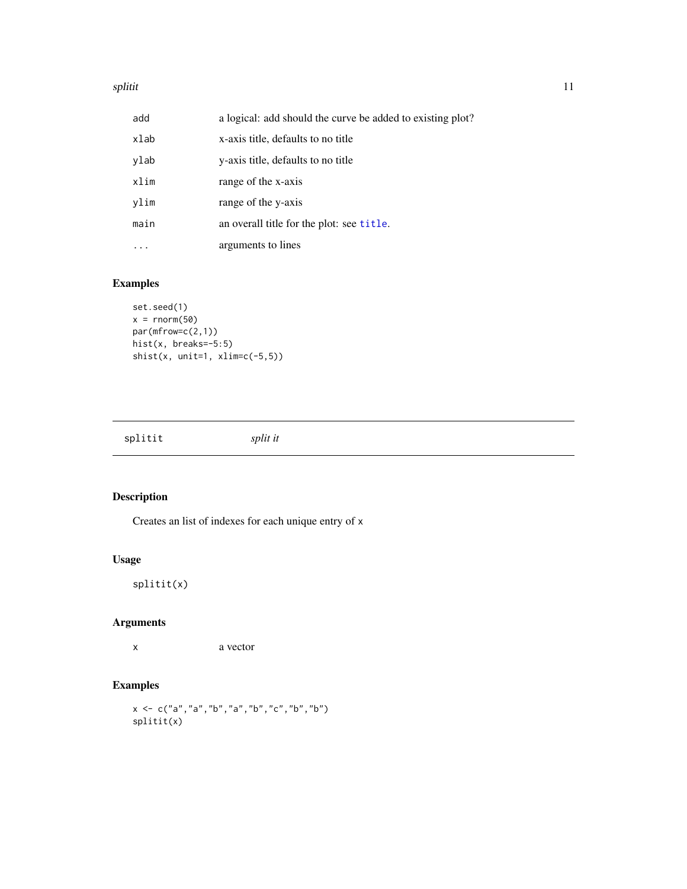| | |
|---|---|
| add | a logical: add should the curve be added to existing plot? |
| xlab | x-axis title, defaults to no title |
| ylab | y-axis title, defaults to no title |
| xlim | range of the x-axis |
| ylim | range of the y-axis |
| main | an overall title for the plot: see title. |
| ... | arguments to lines |

### Examples

```
set.seed(1)
x = rnorm(50)
par(mfrow=c(2,1))
hist(x, breaks=-5:5)
shist(x, unit=1, xlim=c(-5,5))
```

---

## splitit *split it*

---

### Description

Creates an list of indexes for each unique entry of x

### Usage

```
splitit(x)
```

### Arguments

| | |
|---|---|
| x | a vector |

### Examples

```
x <- c("a","a","b","a","b","c","b","b")
splitit(x)
```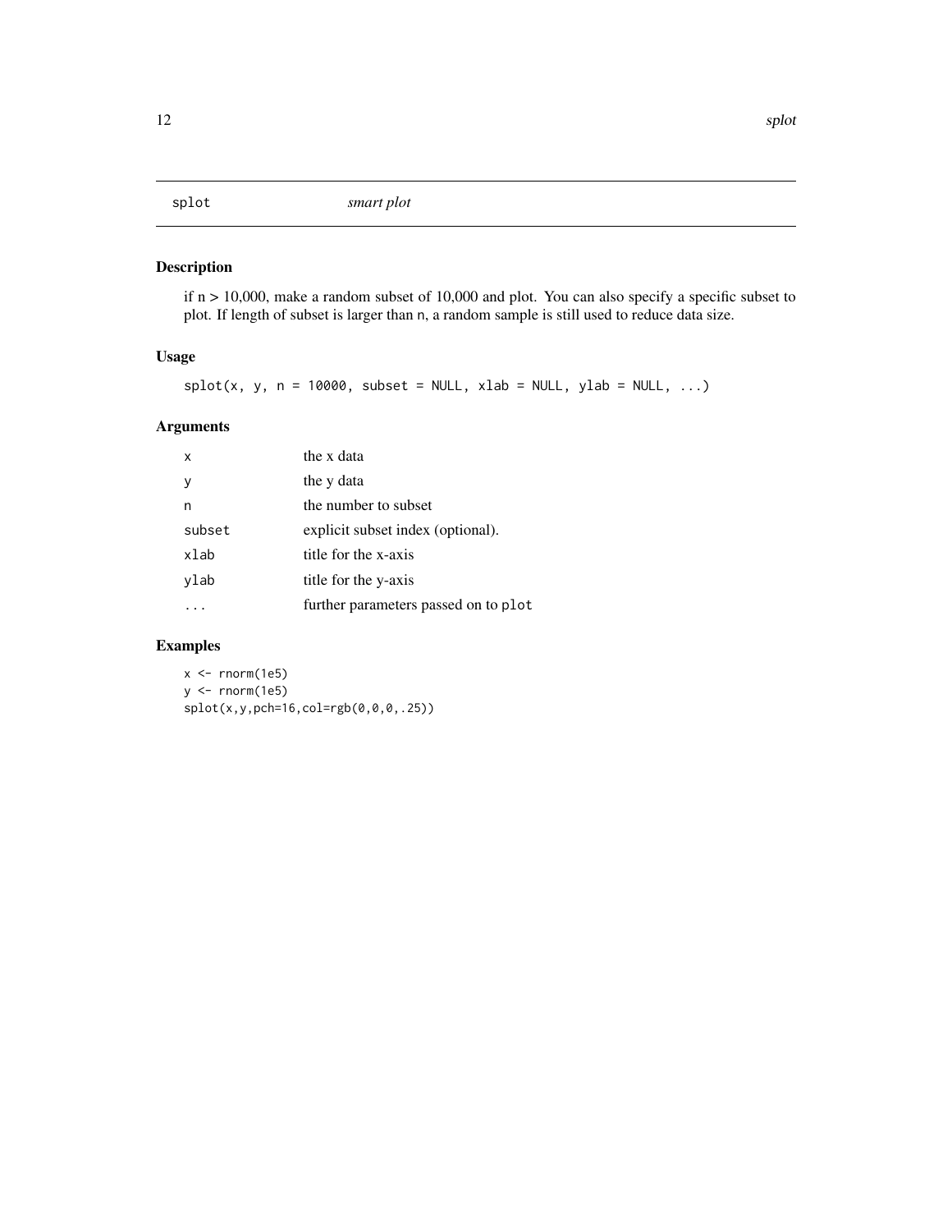# splot *smart plot*

## Description

if n > 10,000, make a random subset of 10,000 and plot. You can also specify a specific subset to plot. If length of subset is larger than n, a random sample is still used to reduce data size.

## Usage

```
splot(x, y, n = 10000, subset = NULL, xlab = NULL, ylab = NULL, ...)
```

## Arguments

| | |
|---|---|
| x | the x data |
| y | the y data |
| n | the number to subset |
| subset | explicit subset index (optional). |
| xlab | title for the x-axis |
| ylab | title for the y-axis |
| ... | further parameters passed on to plot |

## Examples

```
x <- rnorm(1e5)
y <- rnorm(1e5)
splot(x,y,pch=16,col=rgb(0,0,0,.25))
```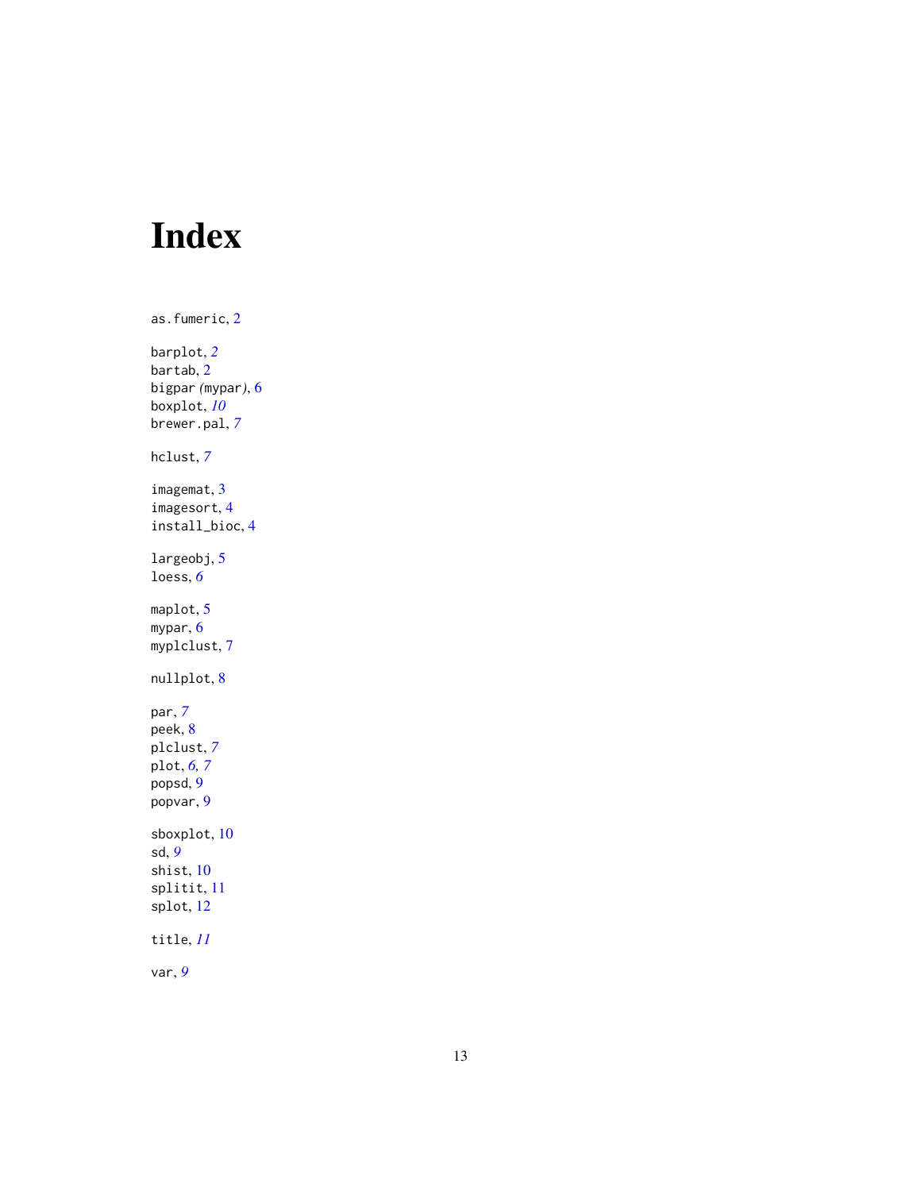# Index

as.fumeric, 2

barplot, *2*
bartab, 2
bigpar *(*mypar*)*, 6
boxplot, *10*
brewer.pal, *7*

hclust, *7*

imagemat, 3
imagesort, 4
install_bioc, 4

largeobj, 5
loess, *6*

maplot, 5
mypar, 6
myplclust, 7

nullplot, 8

par, *7*
peek, 8
plclust, *7*
plot, *6*, *7*
popsd, 9
popvar, 9

sboxplot, 10
sd, *9*
shist, 10
splitit, 11
splot, 12

title, *11*

var, *9*